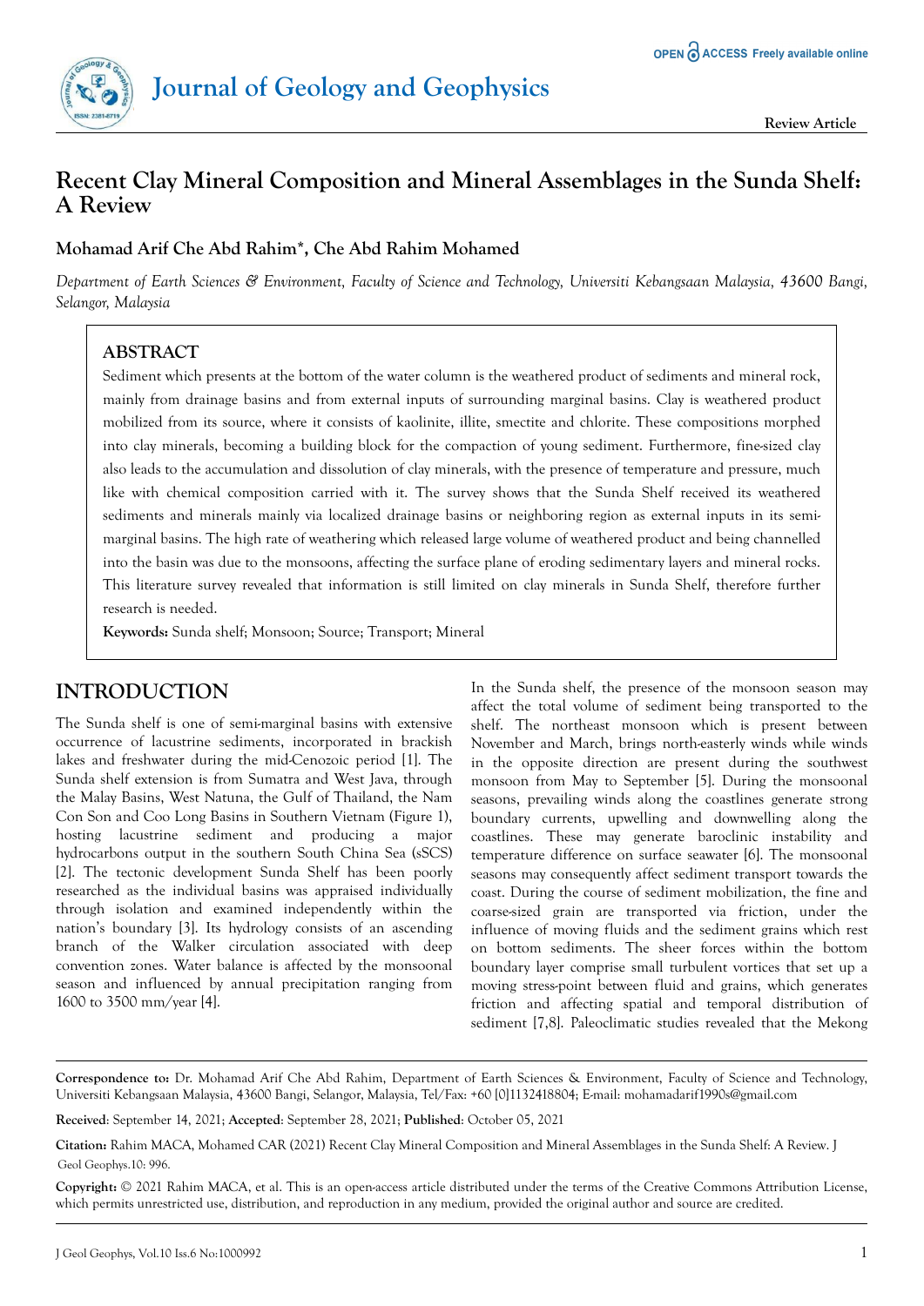# Recent Clay Mineral Composition and Mineral Assemblages in the Sunda Shelf: A Review

**Mohamad Arif Che Abd Rahim\*, Che Abd Rahim Mohamed**

*Department of Earth Sciences & Environment, Faculty of Science and Technology, Universiti Kebangsaan Malaysia, 43600 Bangi, Selangor, Malaysia*

## ABSTRACT

Sediment which presents at the bottom of the water column is the weathered product of sediments and mineral rock, mainly from drainage basins and from external inputs of surrounding marginal basins. Clay is weathered product mobilized from its source, where it consists of kaolinite, illite, smectite and chlorite. These compositions morphed into clay minerals, becoming a building block for the compaction of young sediment. Furthermore, fine-sized clay also leads to the accumulation and dissolution of clay minerals, with the presence of temperature and pressure, much like with chemical composition carried with it. The survey shows that the Sunda Shelf received its weathered sediments and minerals mainly via localized drainage basins or neighboring region as external inputs in its semi-marginal basins. The high rate of weathering which released large volume of weathered product and being channelled into the basin was due to the monsoons, affecting the surface plane of eroding sedimentary layers and mineral rocks. This literature survey revealed that information is still limited on clay minerals in Sunda Shelf, therefore further research is needed.

**Keywords:** Sunda shelf; Monsoon; Source; Transport; Mineral

## INTRODUCTION

The Sunda shelf is one of semi-marginal basins with extensive occurrence of lacustrine sediments, incorporated in brackish lakes and freshwater during the mid-Cenozoic period [1]. The Sunda shelf extension is from Sumatra and West Java, through the Malay Basins, West Natuna, the Gulf of Thailand, the Nam Con Son and Coo Long Basins in Southern Vietnam (Figure 1), hosting lacustrine sediment and producing a major hydrocarbons output in the southern South China Sea (sSCS) [2]. The tectonic development Sunda Shelf has been poorly researched as the individual basins was appraised individually through isolation and examined independently within the nation's boundary [3]. Its hydrology consists of an ascending branch of the Walker circulation associated with deep convention zones. Water balance is affected by the monsoonal season and influenced by annual precipitation ranging from 1600 to 3500 mm/year [4].

In the Sunda shelf, the presence of the monsoon season may affect the total volume of sediment being transported to the shelf. The northeast monsoon which is present between November and March, brings north-easterly winds while winds in the opposite direction are present during the southwest monsoon from May to September [5]. During the monsoonal seasons, prevailing winds along the coastlines generate strong boundary currents, upwelling and downwelling along the coastlines. These may generate baroclinic instability and temperature difference on surface seawater [6]. The monsoonal seasons may consequently affect sediment transport towards the coast. During the course of sediment mobilization, the fine and coarse-sized grain are transported via friction, under the influence of moving fluids and the sediment grains which rest on bottom sediments. The sheer forces within the bottom boundary layer comprise small turbulent vortices that set up a moving stress-point between fluid and grains, which generates friction and affecting spatial and temporal distribution of sediment [7,8]. Paleoclimatic studies revealed that the Mekong

**Correspondence to:** Dr. Mohamad Arif Che Abd Rahim, Department of Earth Sciences & Environment, Faculty of Science and Technology, Universiti Kebangsaan Malaysia, 43600 Bangi, Selangor, Malaysia, Tel/Fax: +60 [0]1132418804; E-mail: mohamadarif1990s@gmail.com

**Received**: September 14, 2021; **Accepted**: September 28, 2021; **Published**: October 05, 2021

**Citation:** Rahim MACA, Mohamed CAR (2021) Recent Clay Mineral Composition and Mineral Assemblages in the Sunda Shelf: A Review. J Geol Geophys.10: 996.

**Copyright:** © 2021 Rahim MACA, et al. This is an open-access article distributed under the terms of the Creative Commons Attribution License, which permits unrestricted use, distribution, and reproduction in any medium, provided the original author and source are credited.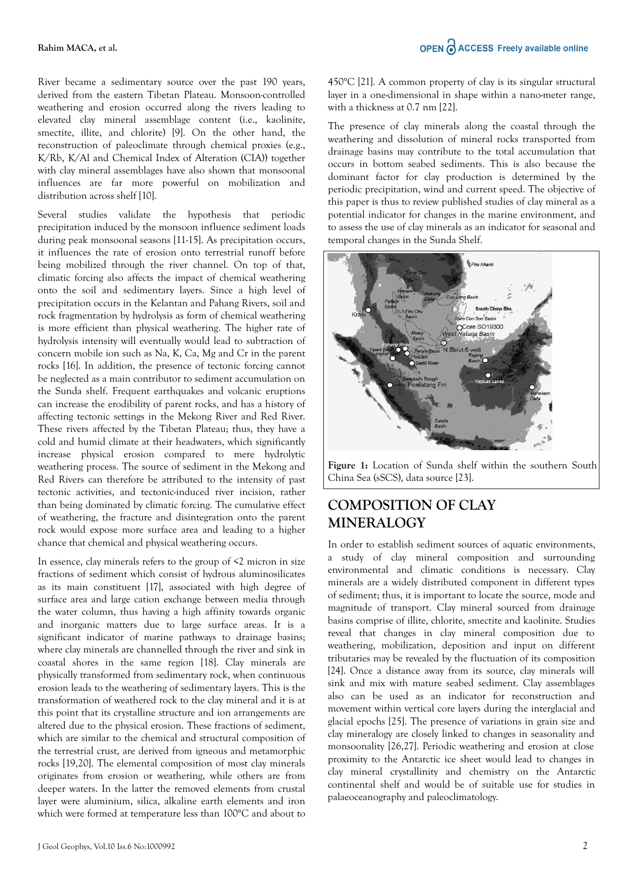River became a sedimentary source over the past 190 years, derived from the eastern Tibetan Plateau. Monsoon-controlled weathering and erosion occurred along the rivers leading to elevated clay mineral assemblage content (i.e., kaolinite, smectite, illite, and chlorite) [9]. On the other hand, the reconstruction of paleoclimate through chemical proxies (e.g., K/Rb, K/Al and Chemical Index of Alteration (CIA)) together with clay mineral assemblages have also shown that monsoonal influences are far more powerful on mobilization and distribution across shelf [10].

Several studies validate the hypothesis that periodic precipitation induced by the monsoon influence sediment loads during peak monsoonal seasons [11-15]. As precipitation occurs, it influences the rate of erosion onto terrestrial runoff before being mobilized through the river channel. On top of that, climatic forcing also affects the impact of chemical weathering onto the soil and sedimentary layers. Since a high level of precipitation occurs in the Kelantan and Pahang Rivers, soil and rock fragmentation by hydrolysis as form of chemical weathering is more efficient than physical weathering. The higher rate of hydrolysis intensity will eventually would lead to subtraction of concern mobile ion such as Na, K, Ca, Mg and Cr in the parent rocks [16]. In addition, the presence of tectonic forcing cannot be neglected as a main contributor to sediment accumulation on the Sunda shelf. Frequent earthquakes and volcanic eruptions can increase the erodibility of parent rocks, and has a history of affecting tectonic settings in the Mekong River and Red River. These rivers affected by the Tibetan Plateau; thus, they have a cold and humid climate at their headwaters, which significantly increase physical erosion compared to mere hydrolytic weathering process. The source of sediment in the Mekong and Red Rivers can therefore be attributed to the intensity of past tectonic activities, and tectonic-induced river incision, rather than being dominated by climatic forcing. The cumulative effect of weathering, the fracture and disintegration onto the parent rock would expose more surface area and leading to a higher chance that chemical and physical weathering occurs.

In essence, clay minerals refers to the group of <2 micron in size fractions of sediment which consist of hydrous aluminosilicates as its main constituent [17], associated with high degree of surface area and large cation exchange between media through the water column, thus having a high affinity towards organic and inorganic matters due to large surface areas. It is a significant indicator of marine pathways to drainage basins; where clay minerals are channelled through the river and sink in coastal shores in the same region [18]. Clay minerals are physically transformed from sedimentary rock, when continuous erosion leads to the weathering of sedimentary layers. This is the transformation of weathered rock to the clay mineral and it is at this point that its crystalline structure and ion arrangements are altered due to the physical erosion. These fractions of sediment, which are similar to the chemical and structural composition of the terrestrial crust, are derived from igneous and metamorphic rocks [19,20]. The elemental composition of most clay minerals originates from erosion or weathering, while others are from deeper waters. In the latter the removed elements from crustal layer were aluminium, silica, alkaline earth elements and iron which were formed at temperature less than 100°C and about to 450°C [21]. A common property of clay is its singular structural layer in a one-dimensional in shape within a nano-meter range, with a thickness at 0.7 nm [22].

The presence of clay minerals along the coastal through the weathering and dissolution of mineral rocks transported from drainage basins may contribute to the total accumulation that occurs in bottom seabed sediments. This is also because the dominant factor for clay production is determined by the periodic precipitation, wind and current speed. The objective of this paper is thus to review published studies of clay mineral as a potential indicator for changes in the marine environment, and to assess the use of clay minerals as an indicator for seasonal and temporal changes in the Sunda Shelf.

**Figure 1:** Location of Sunda shelf within the southern South China Sea (sSCS), data source [23].

## COMPOSITION OF CLAY MINERALOGY

In order to establish sediment sources of aquatic environments, a study of clay mineral composition and surrounding environmental and climatic conditions is necessary. Clay minerals are a widely distributed component in different types of sediment; thus, it is important to locate the source, mode and magnitude of transport. Clay mineral sourced from drainage basins comprise of illite, chlorite, smectite and kaolinite. Studies reveal that changes in clay mineral composition due to weathering, mobilization, deposition and input on different tributaries may be revealed by the fluctuation of its composition [24]. Once a distance away from its source, clay minerals will sink and mix with mature seabed sediment. Clay assemblages also can be used as an indicator for reconstruction and movement within vertical core layers during the interglacial and glacial epochs [25]. The presence of variations in grain size and clay mineralogy are closely linked to changes in seasonality and monsoonality [26,27]. Periodic weathering and erosion at close proximity to the Antarctic ice sheet would lead to changes in clay mineral crystallinity and chemistry on the Antarctic continental shelf and would be of suitable use for studies in palaeoceanography and paleoclimatology.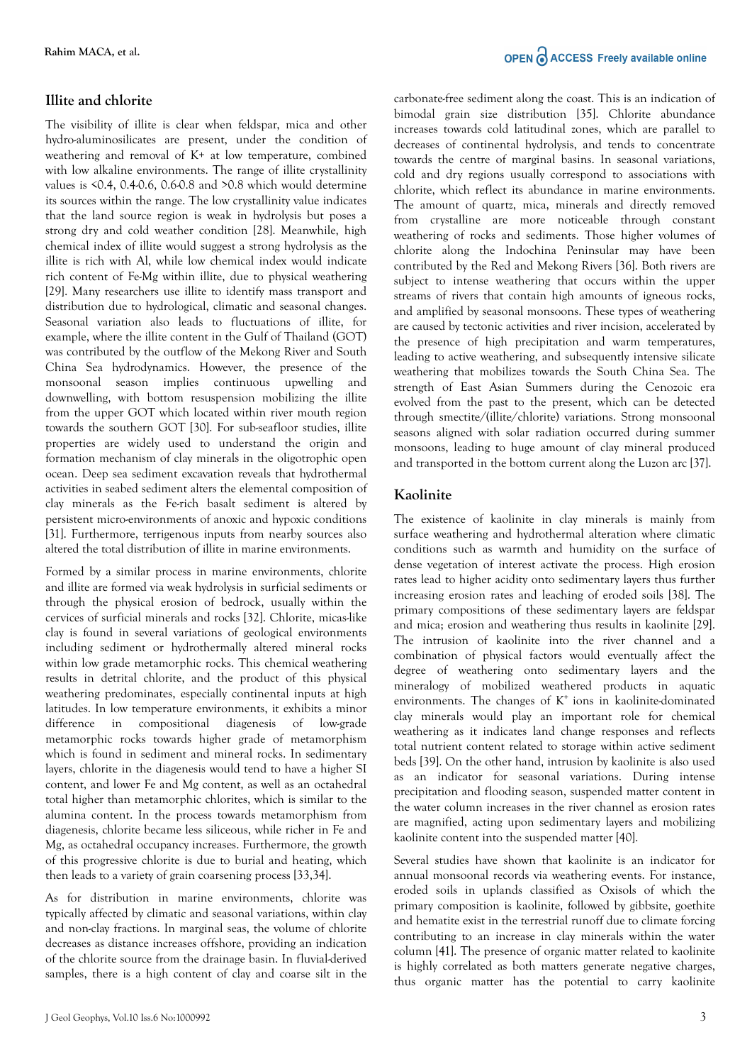## Illite and chlorite

The visibility of illite is clear when feldspar, mica and other hydro-aluminosilicates are present, under the condition of weathering and removal of K+ at low temperature, combined with low alkaline environments. The range of illite crystallinity values is <0.4, 0.4-0.6, 0.6-0.8 and >0.8 which would determine its sources within the range. The low crystallinity value indicates that the land source region is weak in hydrolysis but poses a strong dry and cold weather condition [28]. Meanwhile, high chemical index of illite would suggest a strong hydrolysis as the illite is rich with Al, while low chemical index would indicate rich content of Fe-Mg within illite, due to physical weathering [29]. Many researchers use illite to identify mass transport and distribution due to hydrological, climatic and seasonal changes. Seasonal variation also leads to fluctuations of illite, for example, where the illite content in the Gulf of Thailand (GOT) was contributed by the outflow of the Mekong River and South China Sea hydrodynamics. However, the presence of the monsoonal season implies continuous upwelling and downwelling, with bottom resuspension mobilizing the illite from the upper GOT which located within river mouth region towards the southern GOT [30]. For sub-seafloor studies, illite properties are widely used to understand the origin and formation mechanism of clay minerals in the oligotrophic open ocean. Deep sea sediment excavation reveals that hydrothermal activities in seabed sediment alters the elemental composition of clay minerals as the Fe-rich basalt sediment is altered by persistent micro-environments of anoxic and hypoxic conditions [31]. Furthermore, terrigenous inputs from nearby sources also altered the total distribution of illite in marine environments.

Formed by a similar process in marine environments, chlorite and illite are formed via weak hydrolysis in surficial sediments or through the physical erosion of bedrock, usually within the cervices of surficial minerals and rocks [32]. Chlorite, micas-like clay is found in several variations of geological environments including sediment or hydrothermally altered mineral rocks within low grade metamorphic rocks. This chemical weathering results in detrital chlorite, and the product of this physical weathering predominates, especially continental inputs at high latitudes. In low temperature environments, it exhibits a minor difference in compositional diagenesis of low-grade metamorphic rocks towards higher grade of metamorphism which is found in sediment and mineral rocks. In sedimentary layers, chlorite in the diagenesis would tend to have a higher SI content, and lower Fe and Mg content, as well as an octahedral total higher than metamorphic chlorites, which is similar to the alumina content. In the process towards metamorphism from diagenesis, chlorite became less siliceous, while richer in Fe and Mg, as octahedral occupancy increases. Furthermore, the growth of this progressive chlorite is due to burial and heating, which then leads to a variety of grain coarsening process [33,34].

As for distribution in marine environments, chlorite was typically affected by climatic and seasonal variations, within clay and non-clay fractions. In marginal seas, the volume of chlorite decreases as distance increases offshore, providing an indication of the chlorite source from the drainage basin. In fluvial-derived samples, there is a high content of clay and coarse silt in the carbonate-free sediment along the coast. This is an indication of bimodal grain size distribution [35]. Chlorite abundance increases towards cold latitudinal zones, which are parallel to decreases of continental hydrolysis, and tends to concentrate towards the centre of marginal basins. In seasonal variations, cold and dry regions usually correspond to associations with chlorite, which reflect its abundance in marine environments. The amount of quartz, mica, minerals and directly removed from crystalline are more noticeable through constant weathering of rocks and sediments. Those higher volumes of chlorite along the Indochina Peninsular may have been contributed by the Red and Mekong Rivers [36]. Both rivers are subject to intense weathering that occurs within the upper streams of rivers that contain high amounts of igneous rocks, and amplified by seasonal monsoons. These types of weathering are caused by tectonic activities and river incision, accelerated by the presence of high precipitation and warm temperatures, leading to active weathering, and subsequently intensive silicate weathering that mobilizes towards the South China Sea. The strength of East Asian Summers during the Cenozoic era evolved from the past to the present, which can be detected through smectite/(illite/chlorite) variations. Strong monsoonal seasons aligned with solar radiation occurred during summer monsoons, leading to huge amount of clay mineral produced and transported in the bottom current along the Luzon arc [37].

## Kaolinite

The existence of kaolinite in clay minerals is mainly from surface weathering and hydrothermal alteration where climatic conditions such as warmth and humidity on the surface of dense vegetation of interest activate the process. High erosion rates lead to higher acidity onto sedimentary layers thus further increasing erosion rates and leaching of eroded soils [38]. The primary compositions of these sedimentary layers are feldspar and mica; erosion and weathering thus results in kaolinite [29]. The intrusion of kaolinite into the river channel and a combination of physical factors would eventually affect the degree of weathering onto sedimentary layers and the mineralogy of mobilized weathered products in aquatic environments. The changes of $K^+$ ions in kaolinite-dominated clay minerals would play an important role for chemical weathering as it indicates land change responses and reflects total nutrient content related to storage within active sediment beds [39]. On the other hand, intrusion by kaolinite is also used as an indicator for seasonal variations. During intense precipitation and flooding season, suspended matter content in the water column increases in the river channel as erosion rates are magnified, acting upon sedimentary layers and mobilizing kaolinite content into the suspended matter [40].

Several studies have shown that kaolinite is an indicator for annual monsoonal records via weathering events. For instance, eroded soils in uplands classified as Oxisols of which the primary composition is kaolinite, followed by gibbsite, goethite and hematite exist in the terrestrial runoff due to climate forcing contributing to an increase in clay minerals within the water column [41]. The presence of organic matter related to kaolinite is highly correlated as both matters generate negative charges, thus organic matter has the potential to carry kaolinite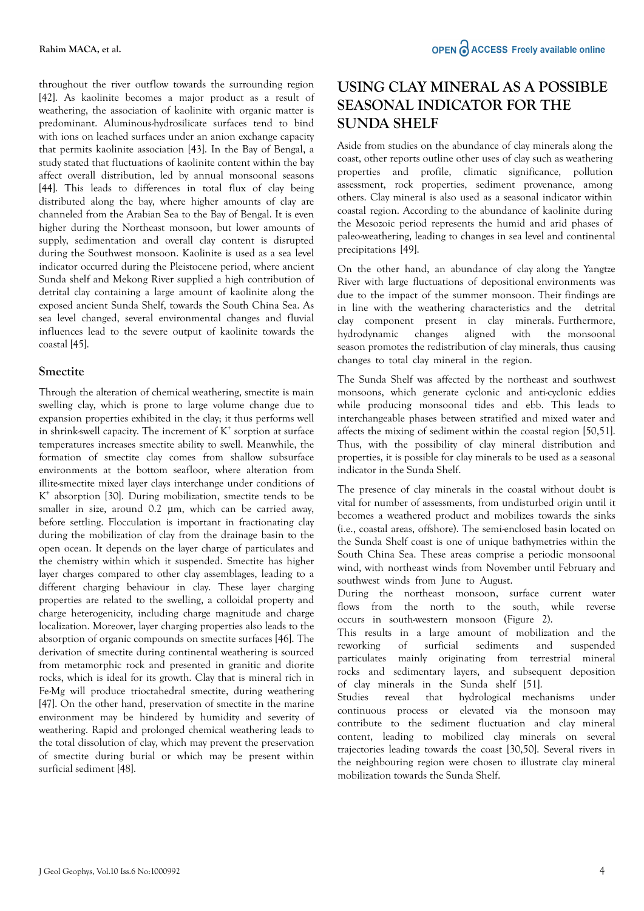throughout the river outflow towards the surrounding region [42]. As kaolinite becomes a major product as a result of weathering, the association of kaolinite with organic matter is predominant. Aluminous-hydrosilicate surfaces tend to bind with ions on leached surfaces under an anion exchange capacity that permits kaolinite association [43]. In the Bay of Bengal, a study stated that fluctuations of kaolinite content within the bay affect overall distribution, led by annual monsoonal seasons [44]. This leads to differences in total flux of clay being distributed along the bay, where higher amounts of clay are channeled from the Arabian Sea to the Bay of Bengal. It is even higher during the Northeast monsoon, but lower amounts of supply, sedimentation and overall clay content is disrupted during the Southwest monsoon. Kaolinite is used as a sea level indicator occurred during the Pleistocene period, where ancient Sunda shelf and Mekong River supplied a high contribution of detrital clay containing a large amount of kaolinite along the exposed ancient Sunda Shelf, towards the South China Sea. As sea level changed, several environmental changes and fluvial influences lead to the severe output of kaolinite towards the coastal [45].

### Smectite

Through the alteration of chemical weathering, smectite is main swelling clay, which is prone to large volume change due to expansion properties exhibited in the clay; it thus performs well in shrink-swell capacity. The increment of $K^+$ sorption at surface temperatures increases smectite ability to swell. Meanwhile, the formation of smectite clay comes from shallow subsurface environments at the bottom seafloor, where alteration from illite-smectite mixed layer clays interchange under conditions of $K^+$ absorption [30]. During mobilization, smectite tends to be smaller in size, around 0.2 μm, which can be carried away, before settling. Flocculation is important in fractionating clay during the mobilization of clay from the drainage basin to the open ocean. It depends on the layer charge of particulates and the chemistry within which it suspended. Smectite has higher layer charges compared to other clay assemblages, leading to a different charging behaviour in clay. These layer charging properties are related to the swelling, a colloidal property and charge heterogenicity, including charge magnitude and charge localization. Moreover, layer charging properties also leads to the absorption of organic compounds on smectite surfaces [46]. The derivation of smectite during continental weathering is sourced from metamorphic rock and presented in granitic and diorite rocks, which is ideal for its growth. Clay that is mineral rich in Fe-Mg will produce trioctahedral smectite, during weathering [47]. On the other hand, preservation of smectite in the marine environment may be hindered by humidity and severity of weathering. Rapid and prolonged chemical weathering leads to the total dissolution of clay, which may prevent the preservation of smectite during burial or which may be present within surficial sediment [48].

## USING CLAY MINERAL AS A POSSIBLE SEASONAL INDICATOR FOR THE SUNDA SHELF

Aside from studies on the abundance of clay minerals along the coast, other reports outline other uses of clay such as weathering properties and profile, climatic significance, pollution assessment, rock properties, sediment provenance, among others. Clay mineral is also used as a seasonal indicator within coastal region. According to the abundance of kaolinite during the Mesozoic period represents the humid and arid phases of paleo-weathering, leading to changes in sea level and continental precipitations [49].

On the other hand, an abundance of clay along the Yangtze River with large fluctuations of depositional environments was due to the impact of the summer monsoon. Their findings are in line with the weathering characteristics and the detrital clay component present in clay minerals. Furthermore, hydrodynamic changes aligned with the monsoonal season promotes the redistribution of clay minerals, thus causing changes to total clay mineral in the region.

The Sunda Shelf was affected by the northeast and southwest monsoons, which generate cyclonic and anti-cyclonic eddies while producing monsoonal tides and ebb. This leads to interchangeable phases between stratified and mixed water and affects the mixing of sediment within the coastal region [50,51]. Thus, with the possibility of clay mineral distribution and properties, it is possible for clay minerals to be used as a seasonal indicator in the Sunda Shelf.

The presence of clay minerals in the coastal without doubt is vital for number of assessments, from undisturbed origin until it becomes a weathered product and mobilizes towards the sinks (i.e., coastal areas, offshore). The semi-enclosed basin located on the Sunda Shelf coast is one of unique bathymetries within the South China Sea. These areas comprise a periodic monsoonal wind, with northeast winds from November until February and southwest winds from June to August.

During the northeast monsoon, surface current water flows from the north to the south, while reverse occurs in south-western monsoon (Figure 2).

This results in a large amount of mobilization and the reworking of surficial sediments and suspended particulates mainly originating from terrestrial mineral rocks and sedimentary layers, and subsequent deposition of clay minerals in the Sunda shelf [51].

Studies reveal that hydrological mechanisms under continuous process or elevated via the monsoon may contribute to the sediment fluctuation and clay mineral content, leading to mobilized clay minerals on several trajectories leading towards the coast [30,50]. Several rivers in the neighbouring region were chosen to illustrate clay mineral mobilization towards the Sunda Shelf.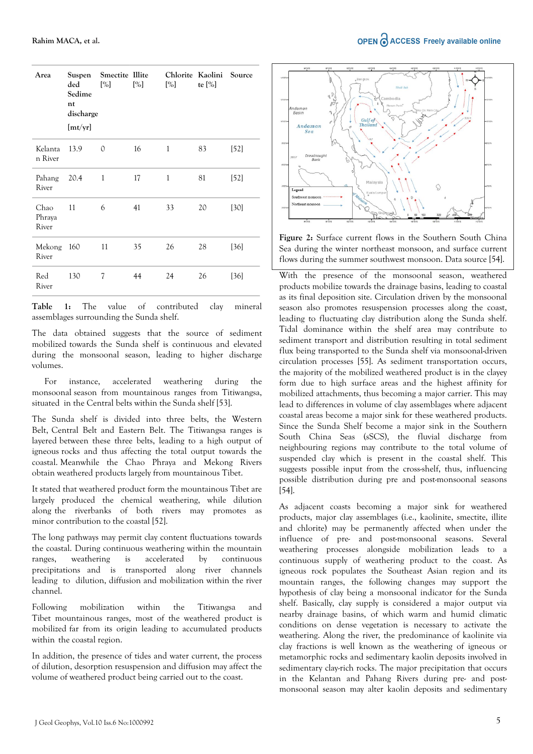| Area | Suspended Sediment discharge [mt/yr] | Smectite [%] | Illite [%] | Chlorite [%] | Kaolinite [%] | Source |
|---|---|---|---|---|---|---|
| Kelantan River | 13.9 | 0 | 16 | 1 | 83 | [52] |
| Pahang River | 20.4 | 1 | 17 | 1 | 81 | [52] |
| Chao Phraya River | 11 | 6 | 41 | 33 | 20 | [30] |
| Mekong River | 160 | 11 | 35 | 26 | 28 | [36] |
| Red River | 130 | 7 | 44 | 24 | 26 | [36] |

**Table 1:** The value of contributed clay mineral assemblages surrounding the Sunda shelf.

The data obtained suggests that the source of sediment mobilized towards the Sunda shelf is continuous and elevated during the monsoonal season, leading to higher discharge volumes.

For instance, accelerated weathering during the monsoonal season from mountainous ranges from Titiwangsa, situated in the Central belts within the Sunda shelf [53].

The Sunda shelf is divided into three belts, the Western Belt, Central Belt and Eastern Belt. The Titiwangsa ranges is layered between these three belts, leading to a high output of igneous rocks and thus affecting the total output towards the coastal. Meanwhile the Chao Phraya and Mekong Rivers obtain weathered products largely from mountainous Tibet.

It stated that weathered product form the mountainous Tibet are largely produced the chemical weathering, while dilution along the riverbanks of both rivers may promotes as minor contribution to the coastal [52].

The long pathways may permit clay content fluctuations towards the coastal. During continuous weathering within the mountain ranges, weathering is accelerated by continuous precipitations and is transported along river channels leading to dilution, diffusion and mobilization within the river channel.

Following mobilization within the Titiwangsa and Tibet mountainous ranges, most of the weathered product is mobilized far from its origin leading to accumulated products within the coastal region.

In addition, the presence of tides and water current, the process of dilution, desorption resuspension and diffusion may affect the volume of weathered product being carried out to the coast.

**Figure 2:** Surface current flows in the Southern South China Sea during the winter northeast monsoon, and surface current flows during the summer southwest monsoon. Data source [54].

With the presence of the monsoonal season, weathered products mobilize towards the drainage basins, leading to coastal as its final deposition site. Circulation driven by the monsoonal season also promotes resuspension processes along the coast, leading to fluctuating clay distribution along the Sunda shelf. Tidal dominance within the shelf area may contribute to sediment transport and distribution resulting in total sediment flux being transported to the Sunda shelf via monsoonal-driven circulation processes [55]. As sediment transportation occurs, the majority of the mobilized weathered product is in the clayey form due to high surface areas and the highest affinity for mobilized attachments, thus becoming a major carrier. This may lead to differences in volume of clay assemblages where adjacent coastal areas become a major sink for these weathered products. Since the Sunda Shelf become a major sink in the Southern South China Seas (sSCS), the fluvial discharge from neighbouring regions may contribute to the total volume of suspended clay which is present in the coastal shelf. This suggests possible input from the cross-shelf, thus, influencing possible distribution during pre and post-monsoonal seasons [54].

As adjacent coasts becoming a major sink for weathered products, major clay assemblages (i.e., kaolinite, smectite, illite and chlorite) may be permanently affected when under the influence of pre- and post-monsoonal seasons. Several weathering processes alongside mobilization leads to a continuous supply of weathering product to the coast. As igneous rock populates the Southeast Asian region and its mountain ranges, the following changes may support the hypothesis of clay being a monsoonal indicator for the Sunda shelf. Basically, clay supply is considered a major output via nearby drainage basins, of which warm and humid climatic conditions on dense vegetation is necessary to activate the weathering. Along the river, the predominance of kaolinite via clay fractions is well known as the weathering of igneous or metamorphic rocks and sedimentary kaolin deposits involved in sedimentary clay-rich rocks. The major precipitation that occurs in the Kelantan and Pahang Rivers during pre- and post-monsoonal season may alter kaolin deposits and sedimentary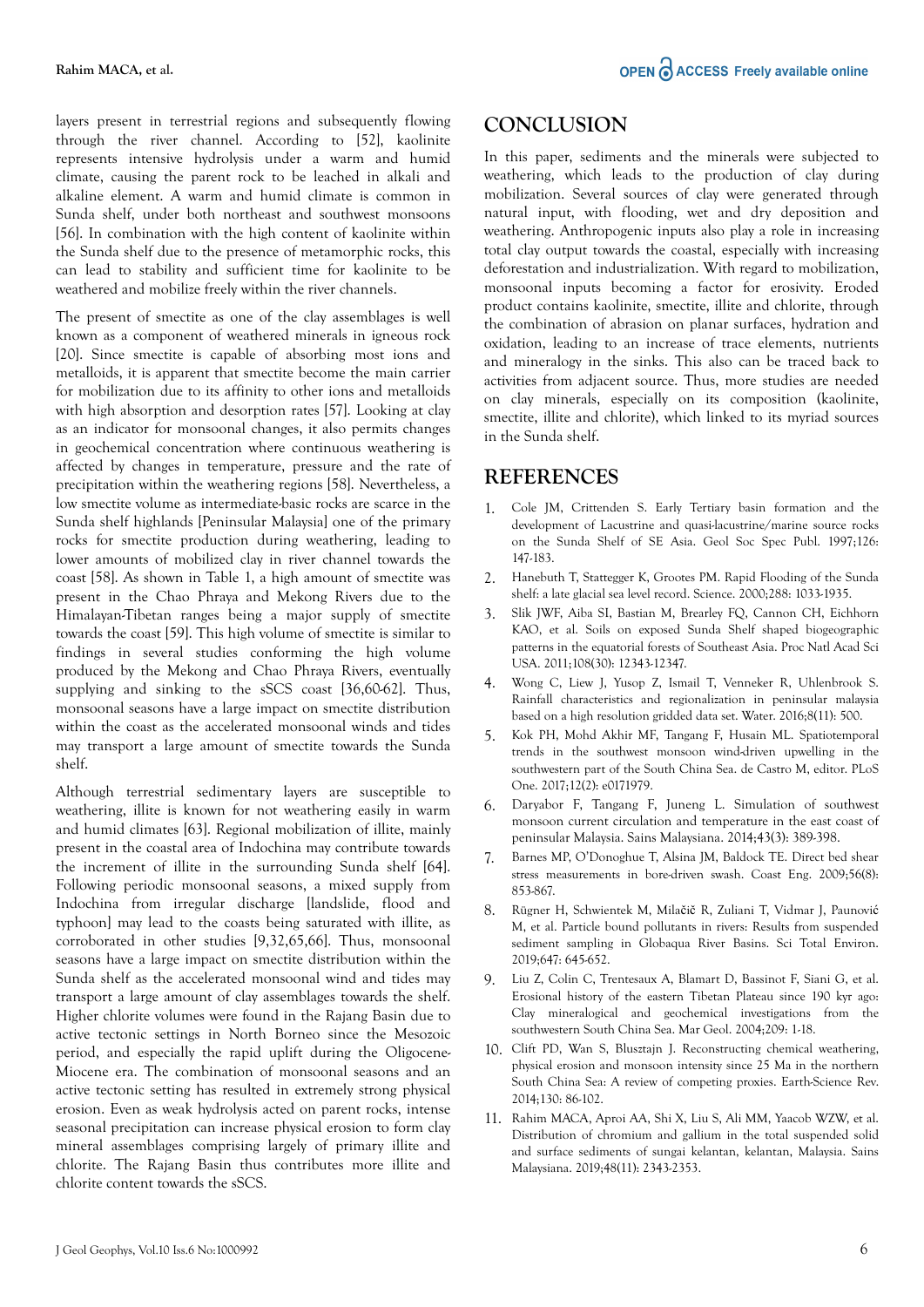layers present in terrestrial regions and subsequently flowing through the river channel. According to [52], kaolinite represents intensive hydrolysis under a warm and humid climate, causing the parent rock to be leached in alkali and alkaline element. A warm and humid climate is common in Sunda shelf, under both northeast and southwest monsoons [56]. In combination with the high content of kaolinite within the Sunda shelf due to the presence of metamorphic rocks, this can lead to stability and sufficient time for kaolinite to be weathered and mobilize freely within the river channels.

The present of smectite as one of the clay assemblages is well known as a component of weathered minerals in igneous rock [20]. Since smectite is capable of absorbing most ions and metalloids, it is apparent that smectite become the main carrier for mobilization due to its affinity to other ions and metalloids with high absorption and desorption rates [57]. Looking at clay as an indicator for monsoonal changes, it also permits changes in geochemical concentration where continuous weathering is affected by changes in temperature, pressure and the rate of precipitation within the weathering regions [58]. Nevertheless, a low smectite volume as intermediate-basic rocks are scarce in the Sunda shelf highlands [Peninsular Malaysia] one of the primary rocks for smectite production during weathering, leading to lower amounts of mobilized clay in river channel towards the coast [58]. As shown in Table 1, a high amount of smectite was present in the Chao Phraya and Mekong Rivers due to the Himalayan-Tibetan ranges being a major supply of smectite towards the coast [59]. This high volume of smectite is similar to findings in several studies conforming the high volume produced by the Mekong and Chao Phraya Rivers, eventually supplying and sinking to the sSCS coast [36,60-62]. Thus, monsoonal seasons have a large impact on smectite distribution within the coast as the accelerated monsoonal winds and tides may transport a large amount of smectite towards the Sunda shelf.

Although terrestrial sedimentary layers are susceptible to weathering, illite is known for not weathering easily in warm and humid climates [63]. Regional mobilization of illite, mainly present in the coastal area of Indochina may contribute towards the increment of illite in the surrounding Sunda shelf [64]. Following periodic monsoonal seasons, a mixed supply from Indochina from irregular discharge [landslide, flood and typhoon] may lead to the coasts being saturated with illite, as corroborated in other studies [9,32,65,66]. Thus, monsoonal seasons have a large impact on smectite distribution within the Sunda shelf as the accelerated monsoonal wind and tides may transport a large amount of clay assemblages towards the shelf. Higher chlorite volumes were found in the Rajang Basin due to active tectonic settings in North Borneo since the Mesozoic period, and especially the rapid uplift during the Oligocene-Miocene era. The combination of monsoonal seasons and an active tectonic setting has resulted in extremely strong physical erosion. Even as weak hydrolysis acted on parent rocks, intense seasonal precipitation can increase physical erosion to form clay mineral assemblages comprising largely of primary illite and chlorite. The Rajang Basin thus contributes more illite and chlorite content towards the sSCS.

## CONCLUSION

In this paper, sediments and the minerals were subjected to weathering, which leads to the production of clay during mobilization. Several sources of clay were generated through natural input, with flooding, wet and dry deposition and weathering. Anthropogenic inputs also play a role in increasing total clay output towards the coastal, especially with increasing deforestation and industrialization. With regard to mobilization, monsoonal inputs becoming a factor for erosivity. Eroded product contains kaolinite, smectite, illite and chlorite, through the combination of abrasion on planar surfaces, hydration and oxidation, leading to an increase of trace elements, nutrients and mineralogy in the sinks. This also can be traced back to activities from adjacent source. Thus, more studies are needed on clay minerals, especially on its composition (kaolinite, smectite, illite and chlorite), which linked to its myriad sources in the Sunda shelf.

## REFERENCES

1. Cole JM, Crittenden S. Early Tertiary basin formation and the development of Lacustrine and quasi-lacustrine/marine source rocks on the Sunda Shelf of SE Asia. Geol Soc Spec Publ. 1997;126: 147-183.
2. Hanebuth T, Stattegger K, Grootes PM. Rapid Flooding of the Sunda shelf: a late glacial sea level record. Science. 2000;288: 1033-1935.
3. Slik JWF, Aiba SI, Bastian M, Brearley FQ, Cannon CH, Eichhorn KAO, et al. Soils on exposed Sunda Shelf shaped biogeographic patterns in the equatorial forests of Southeast Asia. Proc Natl Acad Sci USA. 2011;108(30): 12343-12347.
4. Wong C, Liew J, Yusop Z, Ismail T, Venneker R, Uhlenbrook S. Rainfall characteristics and regionalization in peninsular malaysia based on a high resolution gridded data set. Water. 2016;8(11): 500.
5. Kok PH, Mohd Akhir MF, Tangang F, Husain ML. Spatiotemporal trends in the southwest monsoon wind-driven upwelling in the southwestern part of the South China Sea. de Castro M, editor. PLoS One. 2017;12(2): e0171979.
6. Daryabor F, Tangang F, Juneng L. Simulation of southwest monsoon current circulation and temperature in the east coast of peninsular Malaysia. Sains Malaysiana. 2014;43(3): 389-398.
7. Barnes MP, O'Donoghue T, Alsina JM, Baldock TE. Direct bed shear stress measurements in bore-driven swash. Coast Eng. 2009;56(8): 853-867.
8. Rügner H, Schwientek M, Milačič R, Zuliani T, Vidmar J, Paunović M, et al. Particle bound pollutants in rivers: Results from suspended sediment sampling in Globaqua River Basins. Sci Total Environ. 2019;647: 645-652.
9. Liu Z, Colin C, Trentesaux A, Blamart D, Bassinot F, Siani G, et al. Erosional history of the eastern Tibetan Plateau since 190 kyr ago: Clay mineralogical and geochemical investigations from the southwestern South China Sea. Mar Geol. 2004;209: 1-18.
10. Clift PD, Wan S, Blusztajn J. Reconstructing chemical weathering, physical erosion and monsoon intensity since 25 Ma in the northern South China Sea: A review of competing proxies. Earth-Science Rev. 2014;130: 86-102.
11. Rahim MACA, Aproi AA, Shi X, Liu S, Ali MM, Yaacob WZW, et al. Distribution of chromium and gallium in the total suspended solid and surface sediments of sungai kelantan, kelantan, Malaysia. Sains Malaysiana. 2019;48(11): 2343-2353.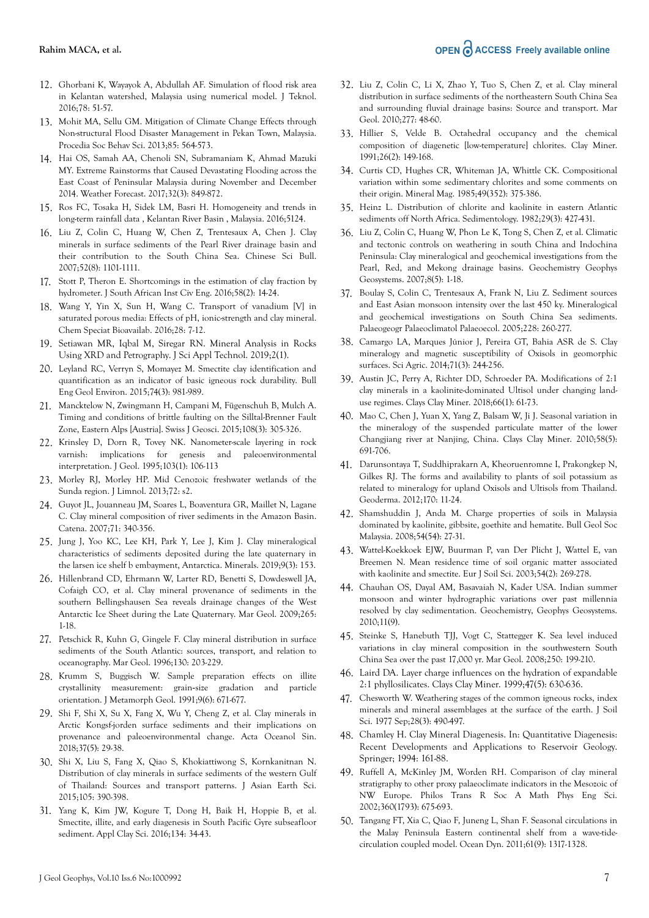12. Ghorbani K, Wayayok A, Abdullah AF. Simulation of flood risk area in Kelantan watershed, Malaysia using numerical model. J Teknol. 2016;78: 51-57.
13. Mohit MA, Sellu GM. Mitigation of Climate Change Effects through Non-structural Flood Disaster Management in Pekan Town, Malaysia. Procedia Soc Behav Sci. 2013;85: 564-573.
14. Hai OS, Samah AA, Chenoli SN, Subramaniam K, Ahmad Mazuki MY. Extreme Rainstorms that Caused Devastating Flooding across the East Coast of Peninsular Malaysia during November and December 2014. Weather Forecast. 2017;32(3): 849-872.
15. Ros FC, Tosaka H, Sidek LM, Basri H. Homogeneity and trends in long-term rainfall data , Kelantan River Basin , Malaysia. 2016;5124.
16. Liu Z, Colin C, Huang W, Chen Z, Trentesaux A, Chen J. Clay minerals in surface sediments of the Pearl River drainage basin and their contribution to the South China Sea. Chinese Sci Bull. 2007;52(8): 1101-1111.
17. Stott P, Theron E. Shortcomings in the estimation of clay fraction by hydrometer. J South African Inst Civ Eng. 2016;58(2): 14-24.
18. Wang Y, Yin X, Sun H, Wang C. Transport of vanadium [V] in saturated porous media: Effects of pH, ionic-strength and clay mineral. Chem Speciat Bioavailab. 2016;28: 7-12.
19. Setiawan MR, Iqbal M, Siregar RN. Mineral Analysis in Rocks Using XRD and Petrography. J Sci Appl Technol. 2019;2(1).
20. Leyland RC, Verryn S, Momayez M. Smectite clay identification and quantification as an indicator of basic igneous rock durability. Bull Eng Geol Environ. 2015;74(3): 981-989.
21. Mancktelow N, Zwingmann H, Campani M, Fügenschuh B, Mulch A. Timing and conditions of brittle faulting on the Silltal-Brenner Fault Zone, Eastern Alps [Austria]. Swiss J Geosci. 2015;108(3): 305-326.
22. Krinsley D, Dorn R, Tovey NK. Nanometer-scale layering in rock varnish: implications for genesis and paleoenvironmental interpretation. J Geol. 1995;103(1): 106-113
23. Morley RJ, Morley HP. Mid Cenozoic freshwater wetlands of the Sunda region. J Limnol. 2013;72: s2.
24. Guyot JL, Jouanneau JM, Soares L, Boaventura GR, Maillet N, Lagane C. Clay mineral composition of river sediments in the Amazon Basin. Catena. 2007;71: 340-356.
25. Jung J, Yoo KC, Lee KH, Park Y, Lee J, Kim J. Clay mineralogical characteristics of sediments deposited during the late quaternary in the larsen ice shelf b embayment, Antarctica. Minerals. 2019;9(3): 153.
26. Hillenbrand CD, Ehrmann W, Larter RD, Benetti S, Dowdeswell JA, Cofaigh CO, et al. Clay mineral provenance of sediments in the southern Bellingshausen Sea reveals drainage changes of the West Antarctic Ice Sheet during the Late Quaternary. Mar Geol. 2009;265: 1-18.
27. Petschick R, Kuhn G, Gingele F. Clay mineral distribution in surface sediments of the South Atlantic: sources, transport, and relation to oceanography. Mar Geol. 1996;130: 203-229.
28. Krumm S, Buggisch W. Sample preparation effects on illite crystallinity measurement: grain-size gradation and particle orientation. J Metamorph Geol. 1991;9(6): 671-677.
29. Shi F, Shi X, Su X, Fang X, Wu Y, Cheng Z, et al. Clay minerals in Arctic Kongsfjorden surface sediments and their implications on provenance and paleoenvironmental change. Acta Oceanol Sin. 2018;37(5): 29-38.
30. Shi X, Liu S, Fang X, Qiao S, Khokiattiwong S, Kornkanitnan N. Distribution of clay minerals in surface sediments of the western Gulf of Thailand: Sources and transport patterns. J Asian Earth Sci. 2015;105: 390-398.
31. Yang K, Kim JW, Kogure T, Dong H, Baik H, Hoppie B, et al. Smectite, illite, and early diagenesis in South Pacific Gyre subseafloor sediment. Appl Clay Sci. 2016;134: 34-43.
32. Liu Z, Colin C, Li X, Zhao Y, Tuo S, Chen Z, et al. Clay mineral distribution in surface sediments of the northeastern South China Sea and surrounding fluvial drainage basins: Source and transport. Mar Geol. 2010;277: 48-60.
33. Hillier S, Velde B. Octahedral occupancy and the chemical composition of diagenetic [low-temperature] chlorites. Clay Miner. 1991;26(2): 149-168.
34. Curtis CD, Hughes CR, Whiteman JA, Whittle CK. Compositional variation within some sedimentary chlorites and some comments on their origin. Mineral Mag. 1985;49(352): 375-386.
35. Heinz L. Distribution of chlorite and kaolinite in eastern Atlantic sediments off North Africa. Sedimentology. 1982;29(3): 427-431.
36. Liu Z, Colin C, Huang W, Phon Le K, Tong S, Chen Z, et al. Climatic and tectonic controls on weathering in south China and Indochina Peninsula: Clay mineralogical and geochemical investigations from the Pearl, Red, and Mekong drainage basins. Geochemistry Geophys Geosystems. 2007;8(5): 1-18.
37. Boulay S, Colin C, Trentesaux A, Frank N, Liu Z. Sediment sources and East Asian monsoon intensity over the last 450 ky. Mineralogical and geochemical investigations on South China Sea sediments. Palaeogeogr Palaeoclimatol Palaeoecol. 2005;228: 260-277.
38. Camargo LA, Marques Júnior J, Pereira GT, Bahia ASR de S. Clay mineralogy and magnetic susceptibility of Oxisols in geomorphic surfaces. Sci Agric. 2014;71(3): 244-256.
39. Austin JC, Perry A, Richter DD, Schroeder PA. Modifications of 2:1 clay minerals in a kaolinite-dominated Ultisol under changing land-use regimes. Clays Clay Miner. 2018;66(1): 61-73.
40. Mao C, Chen J, Yuan X, Yang Z, Balsam W, Ji J. Seasonal variation in the mineralogy of the suspended particulate matter of the lower Changjiang river at Nanjing, China. Clays Clay Miner. 2010;58(5): 691-706.
41. Darunsontaya T, Suddhiprakarn A, Kheoruenromne I, Prakongkep N, Gilkes RJ. The forms and availability to plants of soil potassium as related to mineralogy for upland Oxisols and Ultisols from Thailand. Geoderma. 2012;170: 11-24.
42. Shamshuddin J, Anda M. Charge properties of soils in Malaysia dominated by kaolinite, gibbsite, goethite and hematite. Bull Geol Soc Malaysia. 2008;54(54): 27-31.
43. Wattel-Koekkoek EJW, Buurman P, van Der Plicht J, Wattel E, van Breemen N. Mean residence time of soil organic matter associated with kaolinite and smectite. Eur J Soil Sci. 2003;54(2): 269-278.
44. Chauhan OS, Dayal AM, Basavaiah N, Kader USA. Indian summer monsoon and winter hydrographic variations over past millennia resolved by clay sedimentation. Geochemistry, Geophys Geosystems. 2010;11(9).
45. Steinke S, Hanebuth TJJ, Vogt C, Stattegger K. Sea level induced variations in clay mineral composition in the southwestern South China Sea over the past 17,000 yr. Mar Geol. 2008;250: 199-210.
46. Laird DA. Layer charge influences on the hydration of expandable 2:1 phyllosilicates. Clays Clay Miner. 1999;47(5): 630-636.
47. Chesworth W. Weathering stages of the common igneous rocks, index minerals and mineral assemblages at the surface of the earth. J Soil Sci. 1977 Sep;28(3): 490-497.
48. Chamley H. Clay Mineral Diagenesis. In: Quantitative Diagenesis: Recent Developments and Applications to Reservoir Geology. Springer; 1994: 161-88.
49. Ruffell A, McKinley JM, Worden RH. Comparison of clay mineral stratigraphy to other proxy palaeoclimate indicators in the Mesozoic of NW Europe. Philos Trans R Soc A Math Phys Eng Sci. 2002;360(1793): 675-693.
50. Tangang FT, Xia C, Qiao F, Juneng L, Shan F. Seasonal circulations in the Malay Peninsula Eastern continental shelf from a wave-tide-circulation coupled model. Ocean Dyn. 2011;61(9): 1317-1328.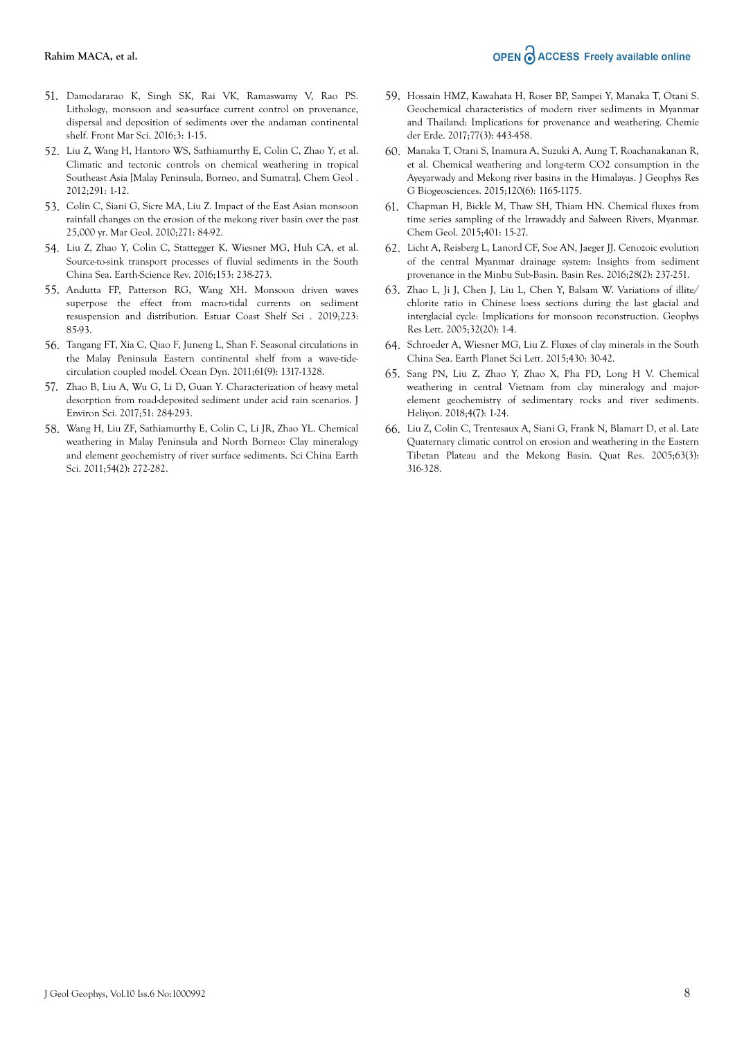51. Damodararao K, Singh SK, Rai VK, Ramaswamy V, Rao PS. Lithology, monsoon and sea-surface current control on provenance, dispersal and deposition of sediments over the andaman continental shelf. Front Mar Sci. 2016;3: 1-15.
52. Liu Z, Wang H, Hantoro WS, Sathiamurthy E, Colin C, Zhao Y, et al. Climatic and tectonic controls on chemical weathering in tropical Southeast Asia [Malay Peninsula, Borneo, and Sumatra]. Chem Geol . 2012;291: 1-12.
53. Colin C, Siani G, Sicre MA, Liu Z. Impact of the East Asian monsoon rainfall changes on the erosion of the mekong river basin over the past 25,000 yr. Mar Geol. 2010;271: 84-92.
54. Liu Z, Zhao Y, Colin C, Stattegger K, Wiesner MG, Huh CA, et al. Source-to-sink transport processes of fluvial sediments in the South China Sea. Earth-Science Rev. 2016;153: 238-273.
55. Andutta FP, Patterson RG, Wang XH. Monsoon driven waves superpose the effect from macro-tidal currents on sediment resuspension and distribution. Estuar Coast Shelf Sci . 2019;223: 85-93.
56. Tangang FT, Xia C, Qiao F, Juneng L, Shan F. Seasonal circulations in the Malay Peninsula Eastern continental shelf from a wave-tide-circulation coupled model. Ocean Dyn. 2011;61(9): 1317-1328.
57. Zhao B, Liu A, Wu G, Li D, Guan Y. Characterization of heavy metal desorption from road-deposited sediment under acid rain scenarios. J Environ Sci. 2017;51: 284-293.
58. Wang H, Liu ZF, Sathiamurthy E, Colin C, Li JR, Zhao YL. Chemical weathering in Malay Peninsula and North Borneo: Clay mineralogy and element geochemistry of river surface sediments. Sci China Earth Sci. 2011;54(2): 272-282.
59. Hossain HMZ, Kawahata H, Roser BP, Sampei Y, Manaka T, Otani S. Geochemical characteristics of modern river sediments in Myanmar and Thailand: Implications for provenance and weathering. Chemie der Erde. 2017;77(3): 443-458.
60. Manaka T, Otani S, Inamura A, Suzuki A, Aung T, Roachanakanan R, et al. Chemical weathering and long-term CO2 consumption in the Ayeyarwady and Mekong river basins in the Himalayas. J Geophys Res G Biogeosciences. 2015;120(6): 1165-1175.
61. Chapman H, Bickle M, Thaw SH, Thiam HN. Chemical fluxes from time series sampling of the Irrawaddy and Salween Rivers, Myanmar. Chem Geol. 2015;401: 15-27.
62. Licht A, Reisberg L, Lanord CF, Soe AN, Jaeger JJ. Cenozoic evolution of the central Myanmar drainage system: Insights from sediment provenance in the Minbu Sub-Basin. Basin Res. 2016;28(2): 237-251.
63. Zhao L, Ji J, Chen J, Liu L, Chen Y, Balsam W. Variations of illite/chlorite ratio in Chinese loess sections during the last glacial and interglacial cycle: Implications for monsoon reconstruction. Geophys Res Lett. 2005;32(20): 1-4.
64. Schroeder A, Wiesner MG, Liu Z. Fluxes of clay minerals in the South China Sea. Earth Planet Sci Lett. 2015;430: 30-42.
65. Sang PN, Liu Z, Zhao Y, Zhao X, Pha PD, Long H V. Chemical weathering in central Vietnam from clay mineralogy and major-element geochemistry of sedimentary rocks and river sediments. Heliyon. 2018;4(7): 1-24.
66. Liu Z, Colin C, Trentesaux A, Siani G, Frank N, Blamart D, et al. Late Quaternary climatic control on erosion and weathering in the Eastern Tibetan Plateau and the Mekong Basin. Quat Res. 2005;63(3): 316-328.